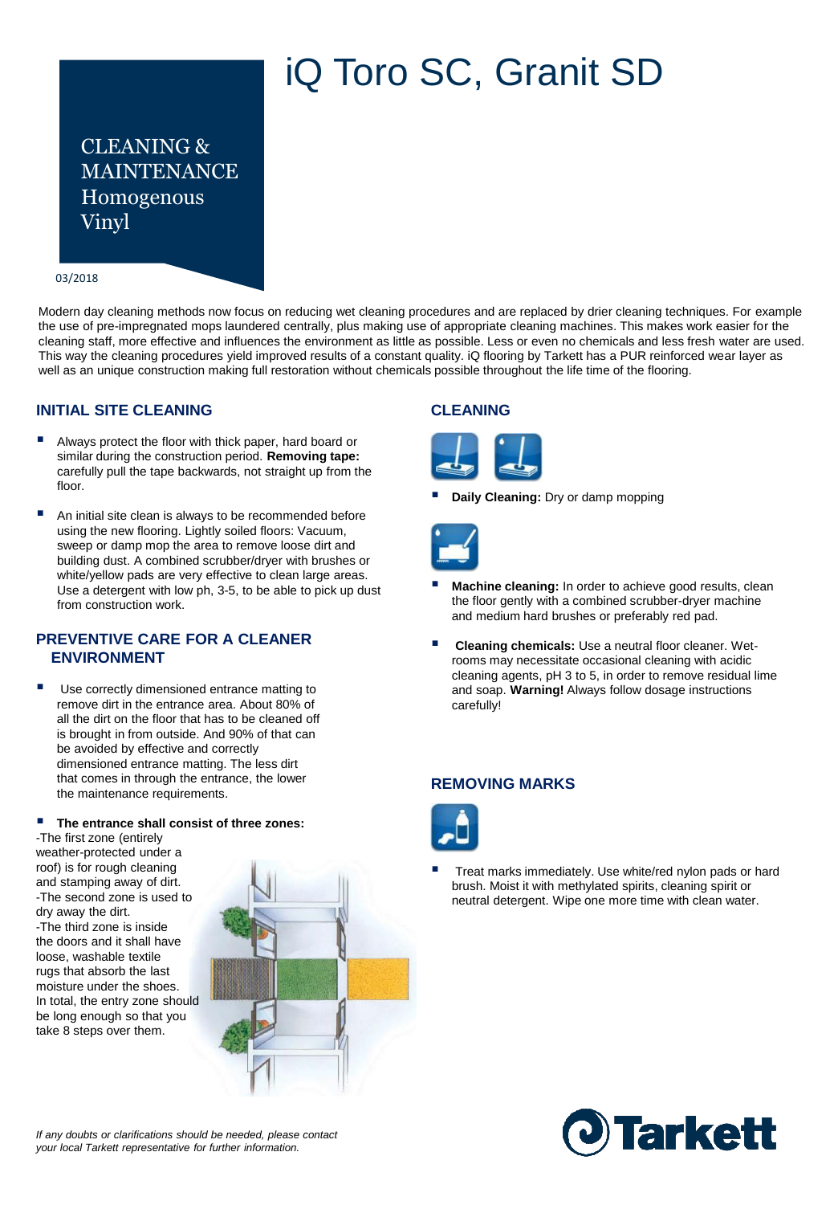# iQ Toro SC, Granit SD

CLEANING & MAINTENANCE
Homogenous Vinyl

03/2018

Modern day cleaning methods now focus on reducing wet cleaning procedures and are replaced by drier cleaning techniques. For example the use of pre-impregnated mops laundered centrally, plus making use of appropriate cleaning machines. This makes work easier for the cleaning staff, more effective and influences the environment as little as possible. Less or even no chemicals and less fresh water are used. This way the cleaning procedures yield improved results of a constant quality. iQ flooring by Tarkett has a PUR reinforced wear layer as well as an unique construction making full restoration without chemicals possible throughout the life time of the flooring.

## INITIAL SITE CLEANING

- Always protect the floor with thick paper, hard board or similar during the construction period. **Removing tape:** carefully pull the tape backwards, not straight up from the floor.
- An initial site clean is always to be recommended before using the new flooring. Lightly soiled floors: Vacuum, sweep or damp mop the area to remove loose dirt and building dust. A combined scrubber/dryer with brushes or white/yellow pads are very effective to clean large areas. Use a detergent with low ph, 3-5, to be able to pick up dust from construction work.

## PREVENTIVE CARE FOR A CLEANER ENVIRONMENT

- Use correctly dimensioned entrance matting to remove dirt in the entrance area. About 80% of all the dirt on the floor that has to be cleaned off is brought in from outside. And 90% of that can be avoided by effective and correctly dimensioned entrance matting. The less dirt that comes in through the entrance, the lower the maintenance requirements.
- **The entrance shall consist of three zones:**

-The first zone (entirely weather-protected under a roof) is for rough cleaning and stamping away of dirt.
-The second zone is used to dry away the dirt.
-The third zone is inside the doors and it shall have loose, washable textile rugs that absorb the last moisture under the shoes.
In total, the entry zone should be long enough so that you take 8 steps over them.

## CLEANING

- **Daily Cleaning:** Dry or damp mopping
- **Machine cleaning:** In order to achieve good results, clean the floor gently with a combined scrubber-dryer machine and medium hard brushes or preferably red pad.
- **Cleaning chemicals:** Use a neutral floor cleaner. Wet-rooms may necessitate occasional cleaning with acidic cleaning agents, pH 3 to 5, in order to remove residual lime and soap. **Warning!** Always follow dosage instructions carefully!

## REMOVING MARKS

- Treat marks immediately. Use white/red nylon pads or hard brush. Moist it with methylated spirits, cleaning spirit or neutral detergent. Wipe one more time with clean water.

*If any doubts or clarifications should be needed, please contact your local Tarkett representative for further information.*

Tarkett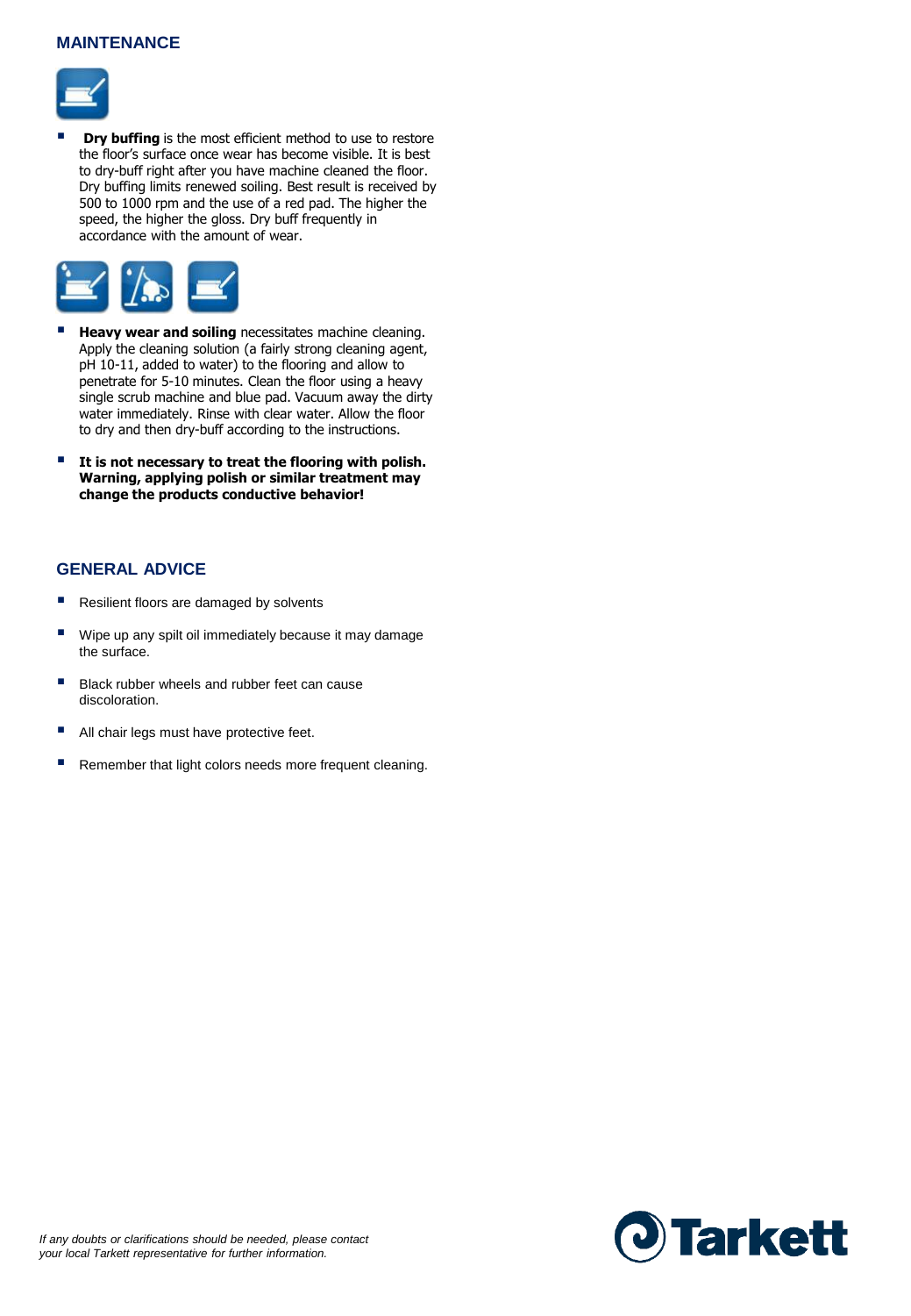## MAINTENANCE

- **Dry buffing** is the most efficient method to use to restore the floor's surface once wear has become visible. It is best to dry-buff right after you have machine cleaned the floor. Dry buffing limits renewed soiling. Best result is received by 500 to 1000 rpm and the use of a red pad. The higher the speed, the higher the gloss. Dry buff frequently in accordance with the amount of wear.

- **Heavy wear and soiling** necessitates machine cleaning. Apply the cleaning solution (a fairly strong cleaning agent, pH 10-11, added to water) to the flooring and allow to penetrate for 5-10 minutes. Clean the floor using a heavy single scrub machine and blue pad. Vacuum away the dirty water immediately. Rinse with clear water. Allow the floor to dry and then dry-buff according to the instructions.

- **It is not necessary to treat the flooring with polish. Warning, applying polish or similar treatment may change the products conductive behavior!**

## GENERAL ADVICE

- Resilient floors are damaged by solvents
- Wipe up any spilt oil immediately because it may damage the surface.
- Black rubber wheels and rubber feet can cause discoloration.
- All chair legs must have protective feet.
- Remember that light colors needs more frequent cleaning.

*If any doubts or clarifications should be needed, please contact your local Tarkett representative for further information.*